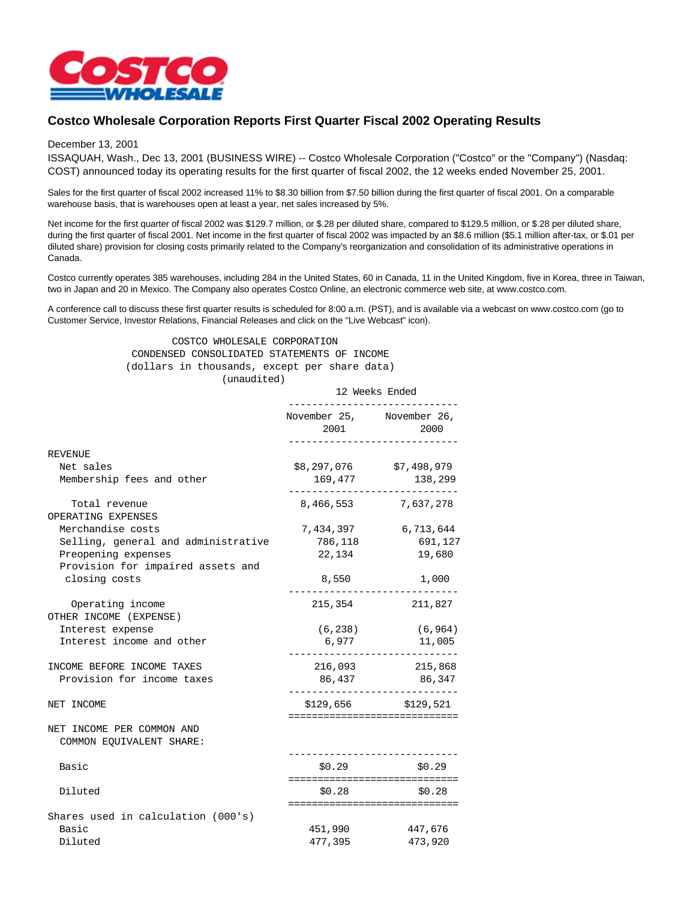# Costco Wholesale Corporation Reports First Quarter Fiscal 2002 Operating Results

December 13, 2001

ISSAQUAH, Wash., Dec 13, 2001 (BUSINESS WIRE) -- Costco Wholesale Corporation ("Costco" or the "Company") (Nasdaq: COST) announced today its operating results for the first quarter of fiscal 2002, the 12 weeks ended November 25, 2001.

Sales for the first quarter of fiscal 2002 increased 11% to $8.30 billion from $7.50 billion during the first quarter of fiscal 2001. On a comparable warehouse basis, that is warehouses open at least a year, net sales increased by 5%.

Net income for the first quarter of fiscal 2002 was $129.7 million, or $.28 per diluted share, compared to $129.5 million, or $.28 per diluted share, during the first quarter of fiscal 2001. Net income in the first quarter of fiscal 2002 was impacted by an $8.6 million ($5.1 million after-tax, or $.01 per diluted share) provision for closing costs primarily related to the Company's reorganization and consolidation of its administrative operations in Canada.

Costco currently operates 385 warehouses, including 284 in the United States, 60 in Canada, 11 in the United Kingdom, five in Korea, three in Taiwan, two in Japan and 20 in Mexico. The Company also operates Costco Online, an electronic commerce web site, at www.costco.com.

A conference call to discuss these first quarter results is scheduled for 8:00 a.m. (PST), and is available via a webcast on www.costco.com (go to Customer Service, Investor Relations, Financial Releases and click on the "Live Webcast" icon).

COSTCO WHOLESALE CORPORATION
CONDENSED CONSOLIDATED STATEMENTS OF INCOME
(dollars in thousands, except per share data)
(unaudited)

| | 12 Weeks Ended | |
|---|---|---|
| | November 25, 2001 | November 26, 2000 |
| **REVENUE** | | |
| Net sales | $8,297,076 | $7,498,979 |
| Membership fees and other | 169,477 | 138,299 |
| Total revenue | 8,466,553 | 7,637,278 |
| **OPERATING EXPENSES** | | |
| Merchandise costs | 7,434,397 | 6,713,644 |
| Selling, general and administrative | 786,118 | 691,127 |
| Preopening expenses | 22,134 | 19,680 |
| Provision for impaired assets and closing costs | 8,550 | 1,000 |
| Operating income | 215,354 | 211,827 |
| **OTHER INCOME (EXPENSE)** | | |
| Interest expense | (6,238) | (6,964) |
| Interest income and other | 6,977 | 11,005 |
| **INCOME BEFORE INCOME TAXES** | 216,093 | 215,868 |
| Provision for income taxes | 86,437 | 86,347 |
| **NET INCOME** | $129,656 | $129,521 |
| **NET INCOME PER COMMON AND COMMON EQUIVALENT SHARE:** | | |
| Basic | $0.29 | $0.29 |
| Diluted | $0.28 | $0.28 |
| Shares used in calculation (000's) | | |
| Basic | 451,990 | 447,676 |
| Diluted | 477,395 | 473,920 |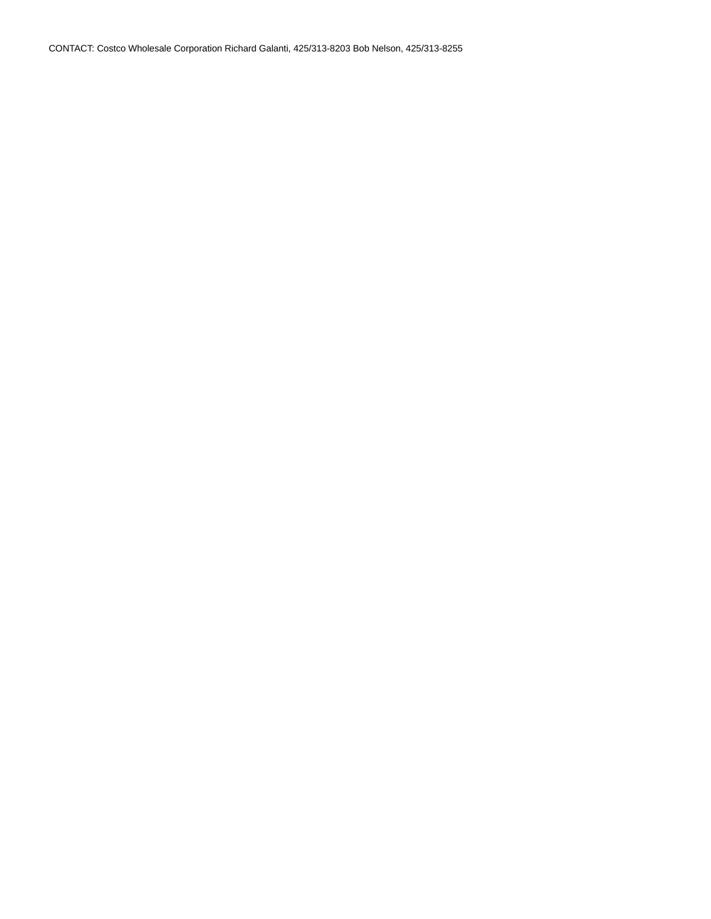CONTACT: Costco Wholesale Corporation Richard Galanti, 425/313-8203 Bob Nelson, 425/313-8255